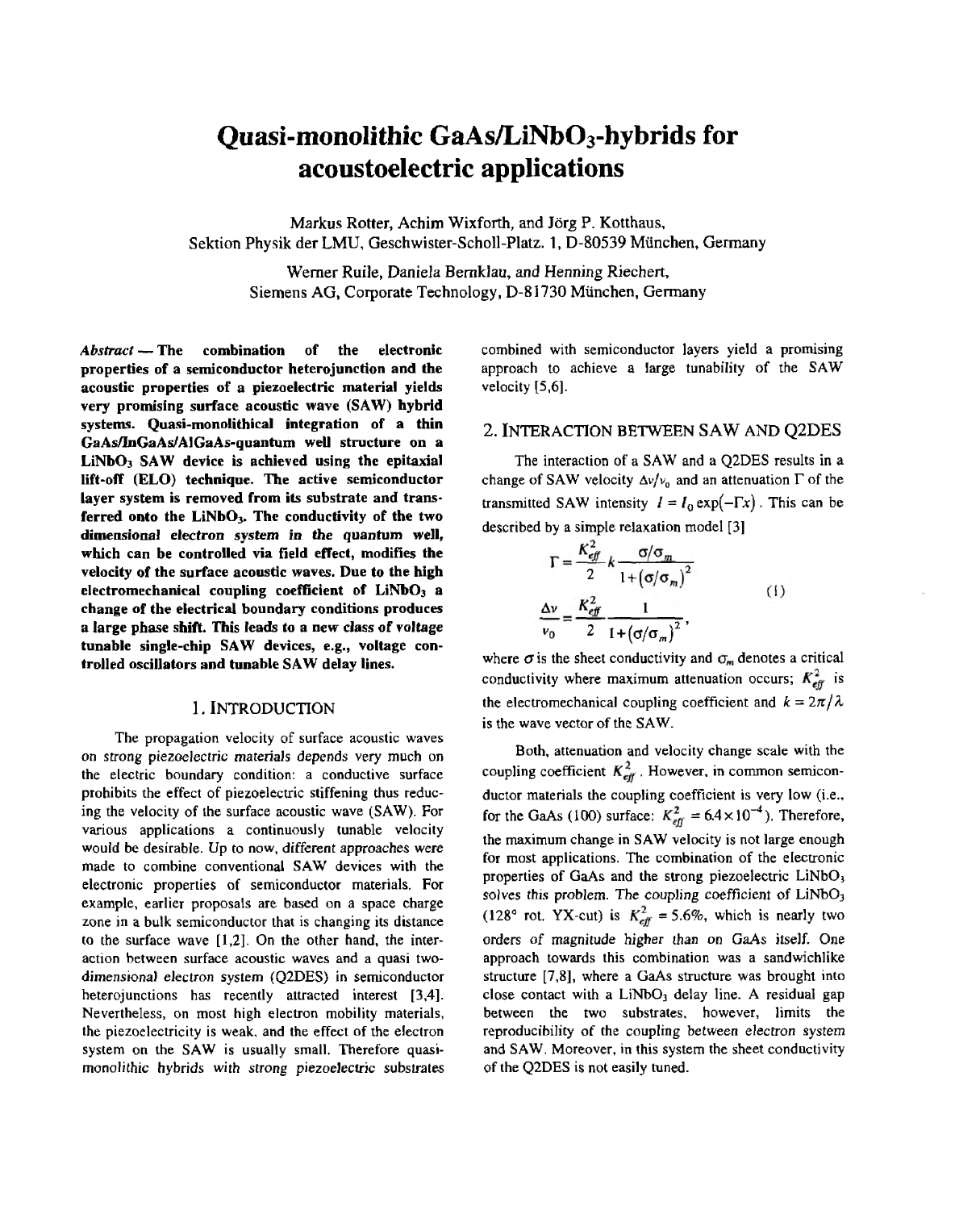# Quasi-monolithic GaAs/LiNbO$_3$-hybrids for acoustoelectric applications

Markus Rotter, Achim Wixforth, and Jörg P. Kotthaus,
Sektion Physik der LMU, Geschwister-Scholl-Platz. 1, D-80539 München, Germany

Werner Ruile, Daniela Bernklau, and Henning Riechert,
Siemens AG, Corporate Technology, D-81730 München, Germany

***Abstract*** **— The combination of the electronic properties of a semiconductor heterojunction and the acoustic properties of a piezoelectric material yields very promising surface acoustic wave (SAW) hybrid systems. Quasi-monolithical integration of a thin GaAs/InGaAs/AlGaAs-quantum well structure on a LiNbO$_3$ SAW device is achieved using the epitaxial lift-off (ELO) technique. The active semiconductor layer system is removed from its substrate and transferred onto the LiNbO$_3$. The conductivity of the two dimensional electron system in the quantum well, which can be controlled via field effect, modifies the velocity of the surface acoustic waves. Due to the high electromechanical coupling coefficient of LiNbO$_3$ a change of the electrical boundary conditions produces a large phase shift. This leads to a new class of voltage tunable single-chip SAW devices, e.g., voltage controlled oscillators and tunable SAW delay lines.**

## 1. INTRODUCTION

The propagation velocity of surface acoustic waves on strong piezoelectric materials depends very much on the electric boundary condition: a conductive surface prohibits the effect of piezoelectric stiffening thus reducing the velocity of the surface acoustic wave (SAW). For various applications a continuously tunable velocity would be desirable. Up to now, different approaches were made to combine conventional SAW devices with the electronic properties of semiconductor materials. For example, earlier proposals are based on a space charge zone in a bulk semiconductor that is changing its distance to the surface wave [1,2]. On the other hand, the interaction between surface acoustic waves and a quasi two-dimensional electron system (Q2DES) in semiconductor heterojunctions has recently attracted interest [3,4]. Nevertheless, on most high electron mobility materials, the piezoelectricity is weak, and the effect of the electron system on the SAW is usually small. Therefore quasi-monolithic hybrids with strong piezoelectric substrates combined with semiconductor layers yield a promising approach to achieve a large tunability of the SAW velocity [5,6].

## 2. INTERACTION BETWEEN SAW AND Q2DES

The interaction of a SAW and a Q2DES results in a change of SAW velocity $\Delta v/v_0$ and an attenuation $\Gamma$ of the transmitted SAW intensity $I = I_0 \exp(-\Gamma x)$. This can be described by a simple relaxation model [3]

$$\Gamma = \frac{K_{eff}^2}{2} k \frac{\sigma/\sigma_m}{1+(\sigma/\sigma_m)^2}$$
$$\frac{\Delta v}{v_0} = \frac{K_{eff}^2}{2} \frac{1}{1+(\sigma/\sigma_m)^2}, \tag{1}$$

where $\sigma$ is the sheet conductivity and $\sigma_m$ denotes a critical conductivity where maximum attenuation occurs; $K_{eff}^2$ is the electromechanical coupling coefficient and $k = 2\pi/\lambda$ is the wave vector of the SAW.

Both, attenuation and velocity change scale with the coupling coefficient $K_{eff}^2$. However, in common semiconductor materials the coupling coefficient is very low (i.e., for the GaAs (100) surface: $K_{eff}^2 = 6.4\times10^{-4}$). Therefore, the maximum change in SAW velocity is not large enough for most applications. The combination of the electronic properties of GaAs and the strong piezoelectric LiNbO$_3$ solves this problem. The coupling coefficient of LiNbO$_3$ (128° rot. YX-cut) is $K_{eff}^2 = 5.6\%$, which is nearly two orders of magnitude higher than on GaAs itself. One approach towards this combination was a sandwichlike structure [7,8], where a GaAs structure was brought into close contact with a LiNbO$_3$ delay line. A residual gap between the two substrates, however, limits the reproducibility of the coupling between electron system and SAW. Moreover, in this system the sheet conductivity of the Q2DES is not easily tuned.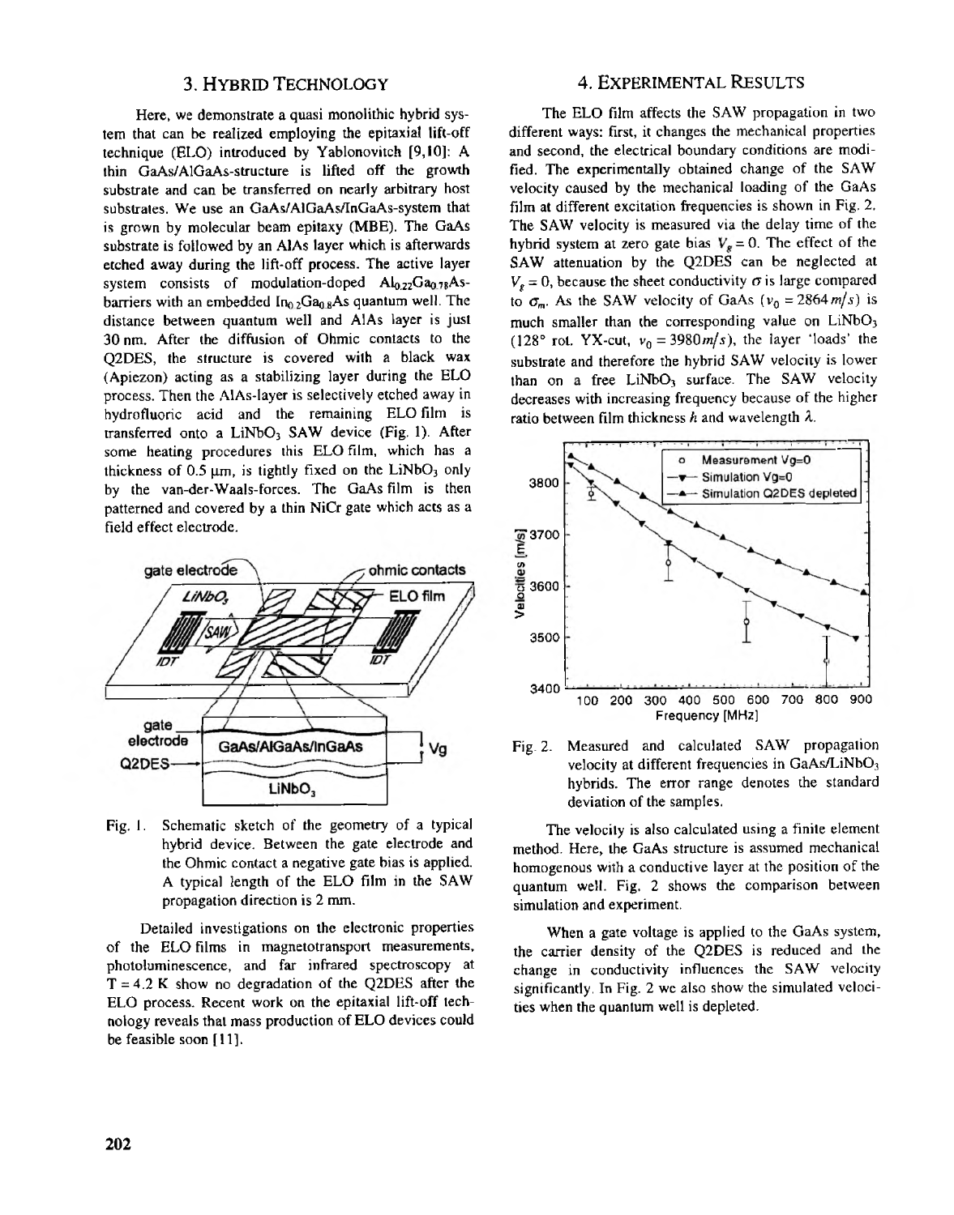## 3. Hybrid Technology

Here, we demonstrate a quasi monolithic hybrid system that can be realized employing the epitaxial lift-off technique (ELO) introduced by Yablonovitch [9,10]: A thin GaAs/AlGaAs-structure is lifted off the growth substrate and can be transferred on nearly arbitrary host substrates. We use an GaAs/AlGaAs/InGaAs-system that is grown by molecular beam epitaxy (MBE). The GaAs substrate is followed by an AlAs layer which is afterwards etched away during the lift-off process. The active layer system consists of modulation-doped $Al_{0.22}Ga_{0.78}As$-barriers with an embedded $In_{0.2}Ga_{0.8}As$ quantum well. The distance between quantum well and AlAs layer is just 30 nm. After the diffusion of Ohmic contacts to the Q2DES, the structure is covered with a black wax (Apiezon) acting as a stabilizing layer during the ELO process. Then the AlAs-layer is selectively etched away in hydrofluoric acid and the remaining ELO film is transferred onto a $LiNbO_3$ SAW device (Fig. 1). After some heating procedures this ELO film, which has a thickness of 0.5 μm, is tightly fixed on the $LiNbO_3$ only by the van-der-Waals-forces. The GaAs film is then patterned and covered by a thin NiCr gate which acts as a field effect electrode.

Fig. 1. Schematic sketch of the geometry of a typical hybrid device. Between the gate electrode and the Ohmic contact a negative gate bias is applied. A typical length of the ELO film in the SAW propagation direction is 2 mm.

Detailed investigations on the electronic properties of the ELO films in magnetotransport measurements, photoluminescence, and far infrared spectroscopy at T = 4.2 K show no degradation of the Q2DES after the ELO process. Recent work on the epitaxial lift-off technology reveals that mass production of ELO devices could be feasible soon [11].

## 4. Experimental Results

The ELO film affects the SAW propagation in two different ways: first, it changes the mechanical properties and second, the electrical boundary conditions are modified. The experimentally obtained change of the SAW velocity caused by the mechanical loading of the GaAs film at different excitation frequencies is shown in Fig. 2. The SAW velocity is measured via the delay time of the hybrid system at zero gate bias $V_g = 0$. The effect of the SAW attenuation by the Q2DES can be neglected at $V_g = 0$, because the sheet conductivity $\sigma$ is large compared to $\sigma_m$. As the SAW velocity of GaAs ($v_0 = 2864\,m/s$) is much smaller than the corresponding value on $LiNbO_3$ (128° rot. YX-cut, $v_0 = 3980\,m/s$), the layer 'loads' the substrate and therefore the hybrid SAW velocity is lower than on a free $LiNbO_3$ surface. The SAW velocity decreases with increasing frequency because of the higher ratio between film thickness $h$ and wavelength $\lambda$.

Fig. 2. Measured and calculated SAW propagation velocity at different frequencies in $GaAs/LiNbO_3$ hybrids. The error range denotes the standard deviation of the samples.

The velocity is also calculated using a finite element method. Here, the GaAs structure is assumed mechanical homogenous with a conductive layer at the position of the quantum well. Fig. 2 shows the comparison between simulation and experiment.

When a gate voltage is applied to the GaAs system, the carrier density of the Q2DES is reduced and the change in conductivity influences the SAW velocity significantly. In Fig. 2 we also show the simulated velocities when the quantum well is depleted.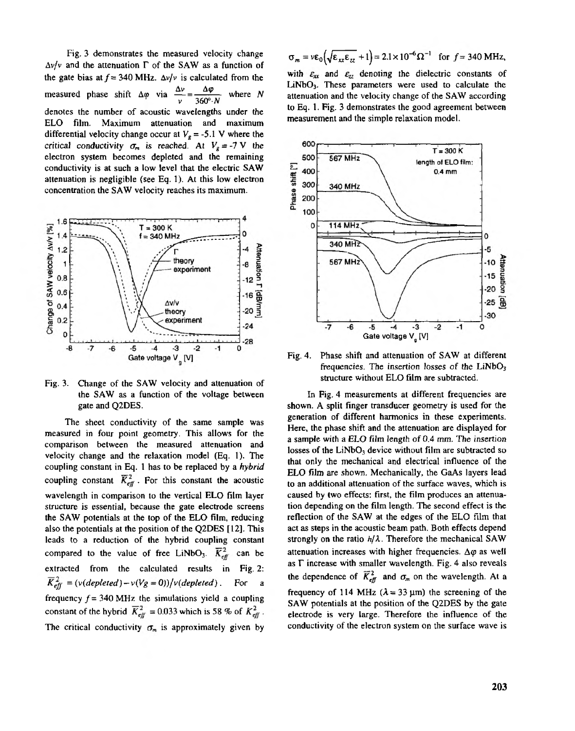Fig. 3 demonstrates the measured velocity change $\Delta v/v$ and the attenuation $\Gamma$ of the SAW as a function of the gate bias at $f = 340$ MHz. $\Delta v/v$ is calculated from the measured phase shift $\Delta\varphi$ via $\frac{\Delta v}{v} = \frac{\Delta\varphi}{360° \cdot N}$ where $N$ denotes the number of acoustic wavelengths under the ELO film. Maximum attenuation and maximum differential velocity change occur at $V_g = -5.1$ V where the critical conductivity $\sigma_m$ is reached. At $V_g = -7$ V the electron system becomes depleted and the remaining conductivity is at such a low level that the electric SAW attenuation is negligible (see Eq. 1). At this low electron concentration the SAW velocity reaches its maximum.

Fig. 3. Change of the SAW velocity and attenuation of the SAW as a function of the voltage between gate and Q2DES.

The sheet conductivity of the same sample was measured in four point geometry. This allows for the comparison between the measured attenuation and velocity change and the relaxation model (Eq. 1). The coupling constant in Eq. 1 has to be replaced by a *hybrid* coupling constant $\overline{K}^2_{eff}$. For this constant the acoustic wavelength in comparison to the vertical ELO film layer structure is essential, because the gate electrode screens the SAW potentials at the top of the ELO film, reducing also the potentials at the position of the Q2DES [12]. This leads to a reduction of the hybrid coupling constant compared to the value of free $LiNbO_3$. $\overline{K}^2_{eff}$ can be extracted from the calculated results in Fig. 2: $\overline{K}^2_{eff} = (v(depleted) - v(Vg = 0))/v(depleted)$. For a frequency $f = 340$ MHz the simulations yield a coupling constant of the hybrid $\overline{K}^2_{eff} = 0.033$ which is 58 % of $K^2_{eff}$. The critical conductivity $\sigma_m$ is approximately given by

$$\sigma_m = v\varepsilon_0\left(\sqrt{\varepsilon_{xx}\varepsilon_{zz}} + 1\right) = 2.1 \times 10^{-6}\,\Omega^{-1} \quad \text{for } f = 340 \text{ MHz},$$

with $\varepsilon_{xx}$ and $\varepsilon_{zz}$ denoting the dielectric constants of $LiNbO_3$. These parameters were used to calculate the attenuation and the velocity change of the SAW according to Eq. 1. Fig. 3 demonstrates the good agreement between measurement and the simple relaxation model.

Fig. 4. Phase shift and attenuation of SAW at different frequencies. The insertion losses of the $LiNbO_3$ structure without ELO film are subtracted.

In Fig. 4 measurements at different frequencies are shown. A split finger transducer geometry is used for the generation of different harmonics in these experiments. Here, the phase shift and the attenuation are displayed for a sample with a ELO film length of 0.4 mm. The insertion losses of the $LiNbO_3$ device without film are subtracted so that only the mechanical and electrical influence of the ELO film are shown. Mechanically, the GaAs layers lead to an additional attenuation of the surface waves, which is caused by two effects: first, the film produces an attenuation depending on the film length. The second effect is the reflection of the SAW at the edges of the ELO film that act as steps in the acoustic beam path. Both effects depend strongly on the ratio $h/\lambda$. Therefore the mechanical SAW attenuation increases with higher frequencies. $\Delta\varphi$ as well as $\Gamma$ increase with smaller wavelength. Fig. 4 also reveals the dependence of $\overline{K}^2_{eff}$ and $\sigma_m$ on the wavelength. At a frequency of 114 MHz ($\lambda = 33$ µm) the screening of the SAW potentials at the position of the Q2DES by the gate electrode is very large. Therefore the influence of the conductivity of the electron system on the surface wave is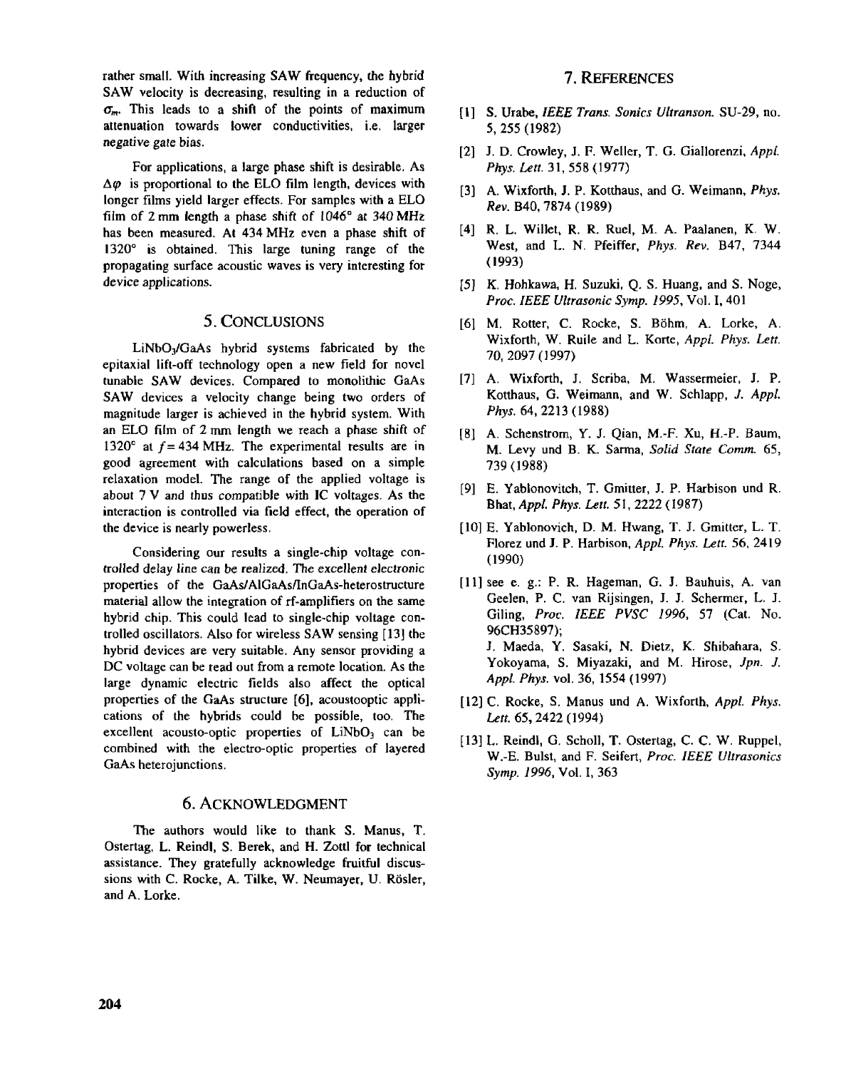rather small. With increasing SAW frequency, the hybrid SAW velocity is decreasing, resulting in a reduction of $\sigma_m$. This leads to a shift of the points of maximum attenuation towards lower conductivities, i.e. larger negative gate bias.

For applications, a large phase shift is desirable. As $\Delta\varphi$ is proportional to the ELO film length, devices with longer films yield larger effects. For samples with a ELO film of 2 mm length a phase shift of 1046° at 340 MHz has been measured. At 434 MHz even a phase shift of 1320° is obtained. This large tuning range of the propagating surface acoustic waves is very interesting for device applications.

## 5. Conclusions

$LiNbO_3$/GaAs hybrid systems fabricated by the epitaxial lift-off technology open a new field for novel tunable SAW devices. Compared to monolithic GaAs SAW devices a velocity change being two orders of magnitude larger is achieved in the hybrid system. With an ELO film of 2 mm length we reach a phase shift of 1320° at $f = 434$ MHz. The experimental results are in good agreement with calculations based on a simple relaxation model. The range of the applied voltage is about 7 V and thus compatible with IC voltages. As the interaction is controlled via field effect, the operation of the device is nearly powerless.

Considering our results a single-chip voltage controlled delay line can be realized. The excellent electronic properties of the GaAs/AlGaAs/InGaAs-heterostructure material allow the integration of rf-amplifiers on the same hybrid chip. This could lead to single-chip voltage controlled oscillators. Also for wireless SAW sensing [13] the hybrid devices are very suitable. Any sensor providing a DC voltage can be read out from a remote location. As the large dynamic electric fields also affect the optical properties of the GaAs structure [6], acoustooptic applications of the hybrids could be possible, too. The excellent acousto-optic properties of $LiNbO_3$ can be combined with the electro-optic properties of layered GaAs heterojunctions.

## 6. Acknowledgment

The authors would like to thank S. Manus, T. Ostertag, L. Reindl, S. Berek, and H. Zottl for technical assistance. They gratefully acknowledge fruitful discussions with C. Rocke, A. Tilke, W. Neumayer, U. Rösler, and A. Lorke.

## 7. References

[1] S. Urabe, *IEEE Trans. Sonics Ultranson.* SU-29, no. 5, 255 (1982)

[2] J. D. Crowley, J. F. Weller, T. G. Giallorenzi, *Appl. Phys. Lett.* 31, 558 (1977)

[3] A. Wixforth, J. P. Kotthaus, and G. Weimann, *Phys. Rev.* B40, 7874 (1989)

[4] R. L. Willet, R. R. Ruel, M. A. Paalanen, K. W. West, and L. N. Pfeiffer, *Phys. Rev.* B47, 7344 (1993)

[5] K. Hohkawa, H. Suzuki, Q. S. Huang, and S. Noge, *Proc. IEEE Ultrasonic Symp. 1995*, Vol. I, 401

[6] M. Rotter, C. Rocke, S. Böhm, A. Lorke, A. Wixforth, W. Ruile and L. Korte, *Appl. Phys. Lett.* 70, 2097 (1997)

[7] A. Wixforth, J. Scriba, M. Wassermeier, J. P. Kotthaus, G. Weimann, and W. Schlapp, *J. Appl. Phys.* 64, 2213 (1988)

[8] A. Schenstrom, Y. J. Qian, M.-F. Xu, H.-P. Baum, M. Levy und B. K. Sarma, *Solid State Comm.* 65, 739 (1988)

[9] E. Yablonovitch, T. Gmitter, J. P. Harbison und R. Bhat, *Appl. Phys. Lett.* 51, 2222 (1987)

[10] E. Yablonovich, D. M. Hwang, T. J. Gmitter, L. T. Florez und J. P. Harbison, *Appl. Phys. Lett.* 56, 2419 (1990)

[11] see e. g.: P. R. Hageman, G. J. Bauhuis, A. van Geelen, P. C. van Rijsingen, J. J. Schermer, L. J. Giling, *Proc. IEEE PVSC 1996*, 57 (Cat. No. 96CH35897); J. Maeda, Y. Sasaki, N. Dietz, K. Shibahara, S. Yokoyama, S. Miyazaki, and M. Hirose, *Jpn. J. Appl. Phys.* vol. 36, 1554 (1997)

[12] C. Rocke, S. Manus und A. Wixforth, *Appl. Phys. Lett.* 65, 2422 (1994)

[13] L. Reindl, G. Scholl, T. Ostertag, C. C. W. Ruppel, W.-E. Bulst, and F. Seifert, *Proc. IEEE Ultrasonics Symp. 1996*, Vol. I, 363